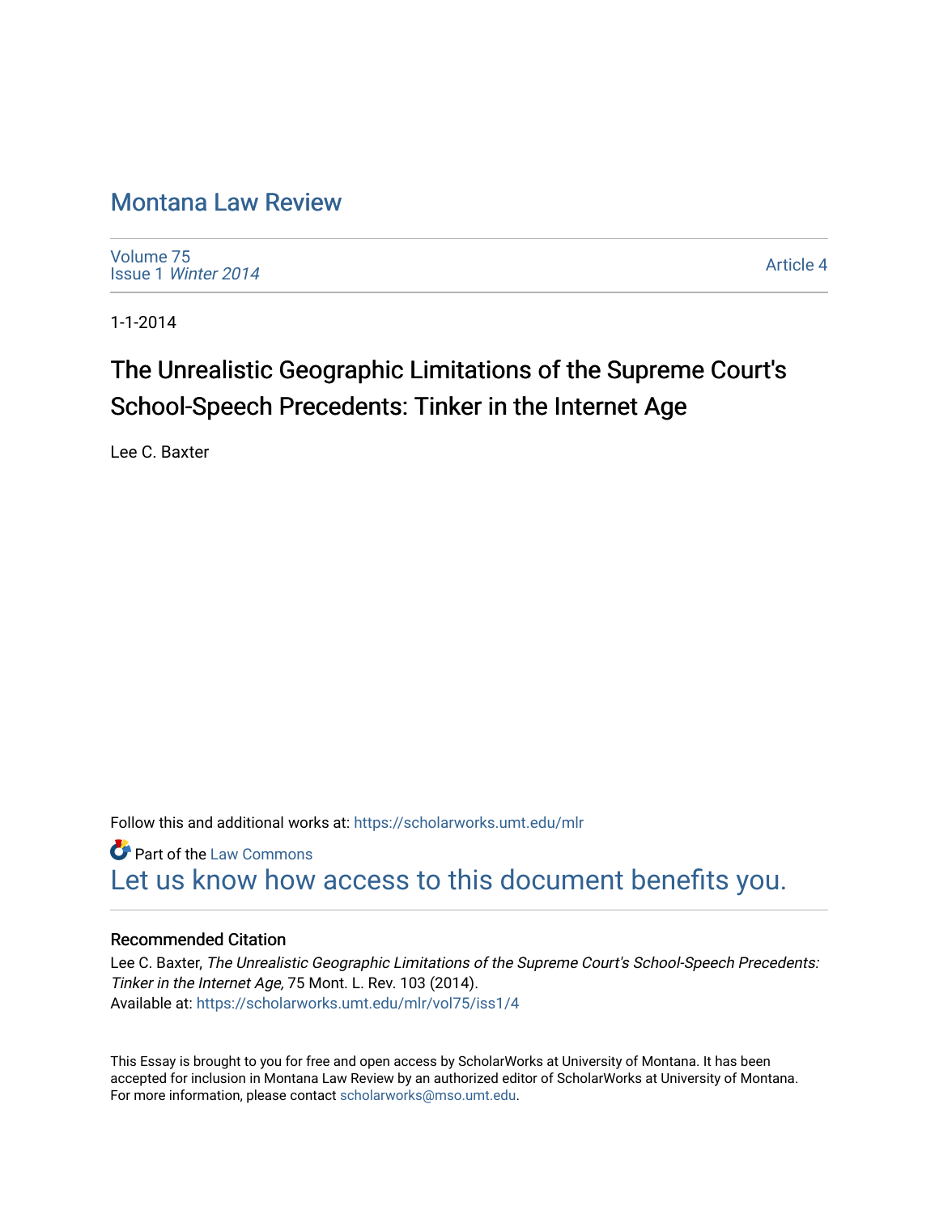# Montana Law Review

Volume 75
Issue 1 *Winter 2014*

Article 4

1-1-2014

## The Unrealistic Geographic Limitations of the Supreme Court's School-Speech Precedents: Tinker in the Internet Age

Lee C. Baxter

Follow this and additional works at: https://scholarworks.umt.edu/mlr

Part of the Law Commons

Let us know how access to this document benefits you.

### Recommended Citation

Lee C. Baxter, *The Unrealistic Geographic Limitations of the Supreme Court's School-Speech Precedents: Tinker in the Internet Age,* 75 Mont. L. Rev. 103 (2014).
Available at: https://scholarworks.umt.edu/mlr/vol75/iss1/4

This Essay is brought to you for free and open access by ScholarWorks at University of Montana. It has been accepted for inclusion in Montana Law Review by an authorized editor of ScholarWorks at University of Montana. For more information, please contact scholarworks@mso.umt.edu.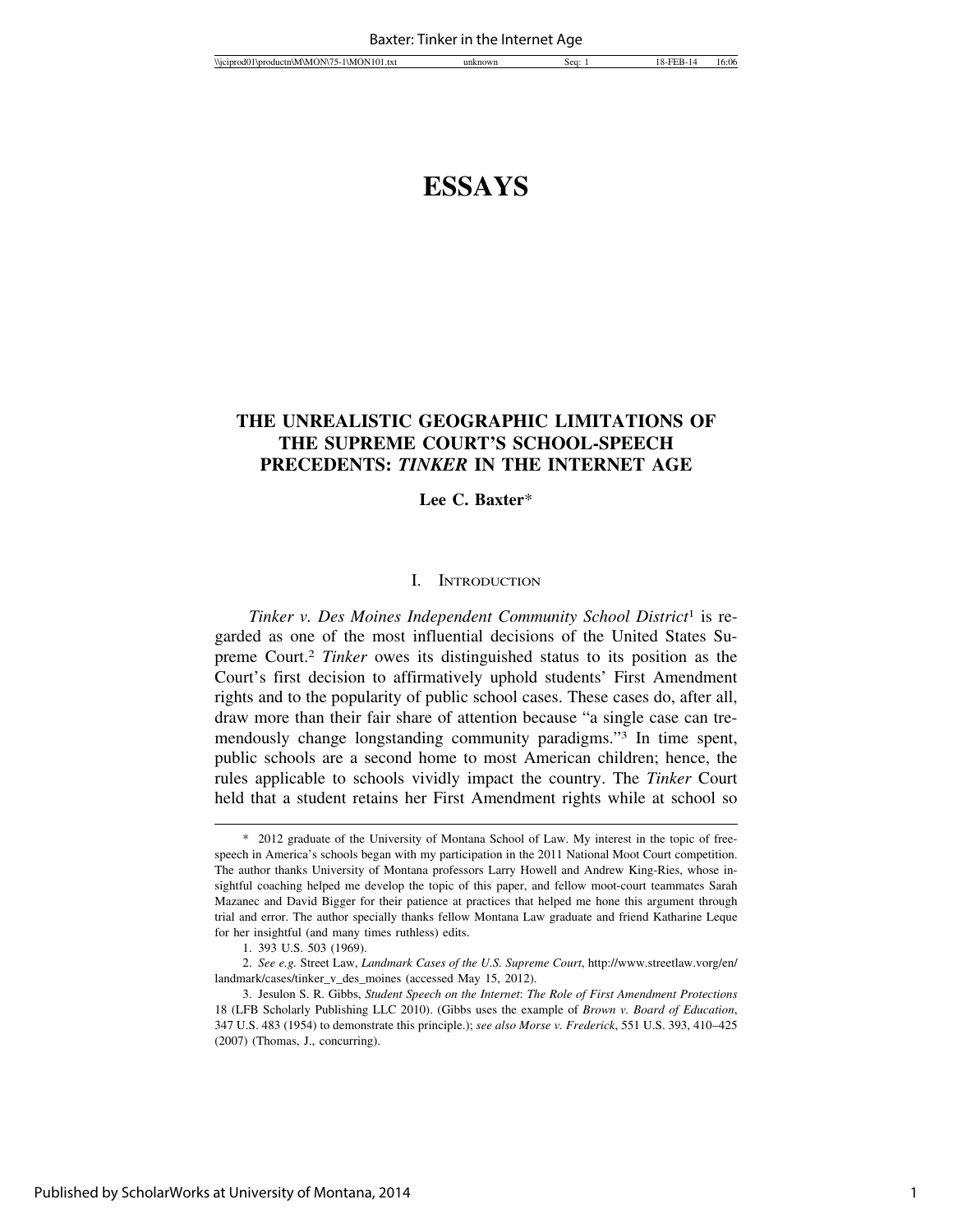# ESSAYS

## THE UNREALISTIC GEOGRAPHIC LIMITATIONS OF THE SUPREME COURT'S SCHOOL-SPEECH PRECEDENTS: *TINKER* IN THE INTERNET AGE

**Lee C. Baxter***

### I. Introduction

*Tinker v. Des Moines Independent Community School District*[1] is regarded as one of the most influential decisions of the United States Supreme Court.[2] *Tinker* owes its distinguished status to its position as the Court's first decision to affirmatively uphold students' First Amendment rights and to the popularity of public school cases. These cases do, after all, draw more than their fair share of attention because "a single case can tremendously change longstanding community paradigms."[3] In time spent, public schools are a second home to most American children; hence, the rules applicable to schools vividly impact the country. The *Tinker* Court held that a student retains her First Amendment rights while at school so

---

\* 2012 graduate of the University of Montana School of Law. My interest in the topic of free-speech in America's schools began with my participation in the 2011 National Moot Court competition. The author thanks University of Montana professors Larry Howell and Andrew King-Ries, whose insightful coaching helped me develop the topic of this paper, and fellow moot-court teammates Sarah Mazanec and David Bigger for their patience at practices that helped me hone this argument through trial and error. The author specially thanks fellow Montana Law graduate and friend Katharine Leque for her insightful (and many times ruthless) edits.

1. 393 U.S. 503 (1969).

2. *See e.g.* Street Law, *Landmark Cases of the U.S. Supreme Court*, http://www.streetlaw.vorg/en/landmark/cases/tinker_v_des_moines (accessed May 15, 2012).

3. Jesulon S. R. Gibbs, *Student Speech on the Internet*: *The Role of First Amendment Protections* 18 (LFB Scholarly Publishing LLC 2010). (Gibbs uses the example of *Brown v. Board of Education*, 347 U.S. 483 (1954) to demonstrate this principle.); *see also Morse v. Frederick*, 551 U.S. 393, 410–425 (2007) (Thomas, J., concurring).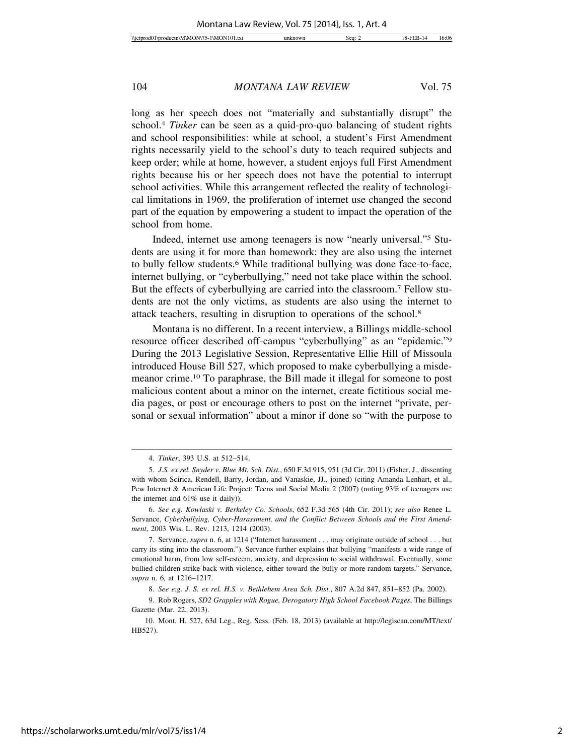long as her speech does not "materially and substantially disrupt" the school.[4] *Tinker* can be seen as a quid-pro-quo balancing of student rights and school responsibilities: while at school, a student's First Amendment rights necessarily yield to the school's duty to teach required subjects and keep order; while at home, however, a student enjoys full First Amendment rights because his or her speech does not have the potential to interrupt school activities. While this arrangement reflected the reality of technological limitations in 1969, the proliferation of internet use changed the second part of the equation by empowering a student to impact the operation of the school from home.

Indeed, internet use among teenagers is now "nearly universal."[5] Students are using it for more than homework: they are also using the internet to bully fellow students.[6] While traditional bullying was done face-to-face, internet bullying, or "cyberbullying," need not take place within the school. But the effects of cyberbullying are carried into the classroom.[7] Fellow students are not the only victims, as students are also using the internet to attack teachers, resulting in disruption to operations of the school.[8]

Montana is no different. In a recent interview, a Billings middle-school resource officer described off-campus "cyberbullying" as an "epidemic."[9] During the 2013 Legislative Session, Representative Ellie Hill of Missoula introduced House Bill 527, which proposed to make cyberbullying a misdemeanor crime.[10] To paraphrase, the Bill made it illegal for someone to post malicious content about a minor on the internet, create fictitious social media pages, or post or encourage others to post on the internet "private, personal or sexual information" about a minor if done so "with the purpose to

---

4. *Tinker*, 393 U.S. at 512–514.

5. *J.S. ex rel. Snyder v. Blue Mt. Sch. Dist.*, 650 F.3d 915, 951 (3d Cir. 2011) (Fisher, J., dissenting with whom Scirica, Rendell, Barry, Jordan, and Vanaskie, JJ., joined) (citing Amanda Lenhart, et al., Pew Internet & American Life Project: Teens and Social Media 2 (2007) (noting 93% of teenagers use the internet and 61% use it daily)).

6. *See e.g. Kowlaski v. Berkeley Co. Schools*, 652 F.3d 565 (4th Cir. 2011); *see also* Renee L. Servance, *Cyberbullying, Cyber-Harassment, and the Conflict Between Schools and the First Amendment*, 2003 Wis. L. Rev. 1213, 1214 (2003).

7. Servance, *supra* n. 6, at 1214 ("Internet harassment . . . may originate outside of school . . . but carry its sting into the classroom."). Servance further explains that bullying "manifests a wide range of emotional harm, from low self-esteem, anxiety, and depression to social withdrawal. Eventually, some bullied children strike back with violence, either toward the bully or more random targets." Servance, *supra* n. 6, at 1216–1217.

8. *See e.g. J. S. ex rel. H.S. v. Bethlehem Area Sch. Dist.*, 807 A.2d 847, 851–852 (Pa. 2002).

9. Rob Rogers, *SD2 Grapples with Rogue, Derogatory High School Facebook Pages*, The Billings Gazette (Mar. 22, 2013).

10. Mont. H. 527, 63d Leg., Reg. Sess. (Feb. 18, 2013) (available at http://legiscan.com/MT/text/HB527).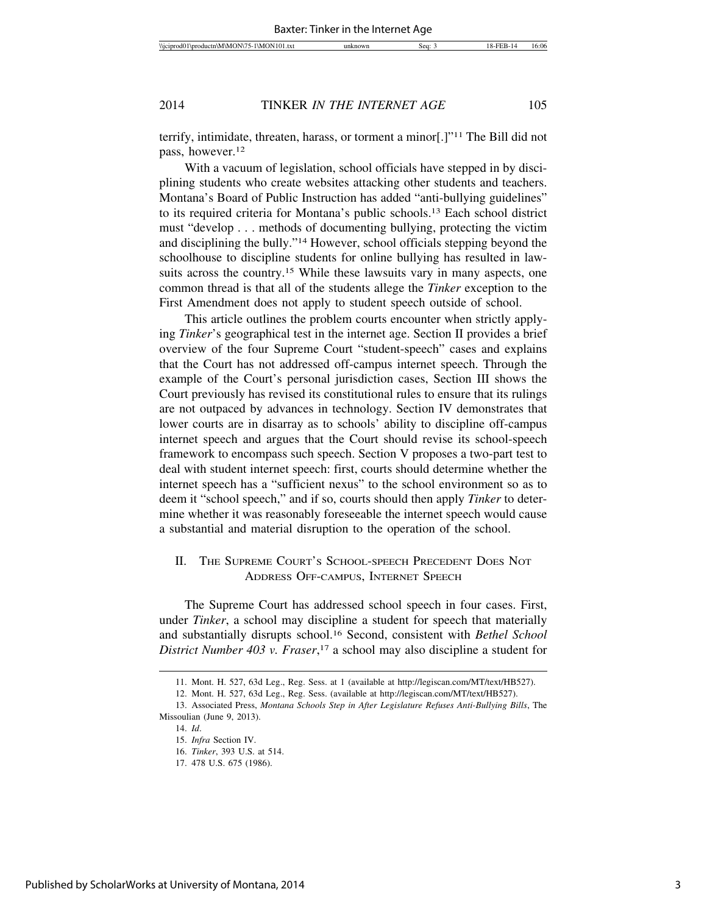terrify, intimidate, threaten, harass, or torment a minor[.]"[11] The Bill did not pass, however.[12]

With a vacuum of legislation, school officials have stepped in by disciplining students who create websites attacking other students and teachers. Montana's Board of Public Instruction has added "anti-bullying guidelines" to its required criteria for Montana's public schools.[13] Each school district must "develop . . . methods of documenting bullying, protecting the victim and disciplining the bully."[14] However, school officials stepping beyond the schoolhouse to discipline students for online bullying has resulted in lawsuits across the country.[15] While these lawsuits vary in many aspects, one common thread is that all of the students allege the *Tinker* exception to the First Amendment does not apply to student speech outside of school.

This article outlines the problem courts encounter when strictly applying *Tinker*'s geographical test in the internet age. Section II provides a brief overview of the four Supreme Court "student-speech" cases and explains that the Court has not addressed off-campus internet speech. Through the example of the Court's personal jurisdiction cases, Section III shows the Court previously has revised its constitutional rules to ensure that its rulings are not outpaced by advances in technology. Section IV demonstrates that lower courts are in disarray as to schools' ability to discipline off-campus internet speech and argues that the Court should revise its school-speech framework to encompass such speech. Section V proposes a two-part test to deal with student internet speech: first, courts should determine whether the internet speech has a "sufficient nexus" to the school environment so as to deem it "school speech," and if so, courts should then apply *Tinker* to determine whether it was reasonably foreseeable the internet speech would cause a substantial and material disruption to the operation of the school.

## II. The Supreme Court's School-speech Precedent Does Not Address Off-campus, Internet Speech

The Supreme Court has addressed school speech in four cases. First, under *Tinker*, a school may discipline a student for speech that materially and substantially disrupts school.[16] Second, consistent with *Bethel School District Number 403 v. Fraser*,[17] a school may also discipline a student for

---

11. Mont. H. 527, 63d Leg., Reg. Sess. at 1 (available at http://legiscan.com/MT/text/HB527).

12. Mont. H. 527, 63d Leg., Reg. Sess. (available at http://legiscan.com/MT/text/HB527).

13. Associated Press, *Montana Schools Step in After Legislature Refuses Anti-Bullying Bills*, The Missoulian (June 9, 2013).

14. *Id*.

15. *Infra* Section IV.

16. *Tinker*, 393 U.S. at 514.

17. 478 U.S. 675 (1986).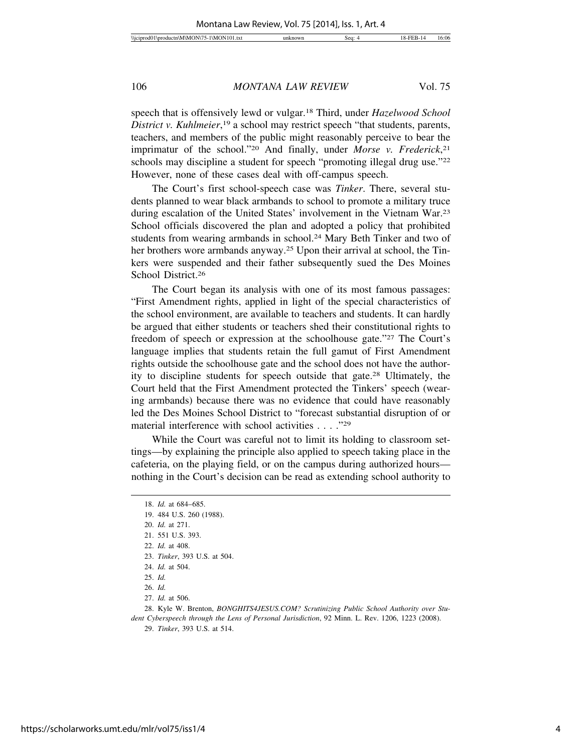speech that is offensively lewd or vulgar.[18] Third, under *Hazelwood School District v. Kuhlmeier*,[19] a school may restrict speech "that students, parents, teachers, and members of the public might reasonably perceive to bear the imprimatur of the school."[20] And finally, under *Morse v. Frederick*,[21] schools may discipline a student for speech "promoting illegal drug use."[22] However, none of these cases deal with off-campus speech.

The Court's first school-speech case was *Tinker*. There, several students planned to wear black armbands to school to promote a military truce during escalation of the United States' involvement in the Vietnam War.[23] School officials discovered the plan and adopted a policy that prohibited students from wearing armbands in school.[24] Mary Beth Tinker and two of her brothers wore armbands anyway.[25] Upon their arrival at school, the Tinkers were suspended and their father subsequently sued the Des Moines School District.[26]

The Court began its analysis with one of its most famous passages: "First Amendment rights, applied in light of the special characteristics of the school environment, are available to teachers and students. It can hardly be argued that either students or teachers shed their constitutional rights to freedom of speech or expression at the schoolhouse gate."[27] The Court's language implies that students retain the full gamut of First Amendment rights outside the schoolhouse gate and the school does not have the authority to discipline students for speech outside that gate.[28] Ultimately, the Court held that the First Amendment protected the Tinkers' speech (wearing armbands) because there was no evidence that could have reasonably led the Des Moines School District to "forecast substantial disruption of or material interference with school activities . . . ."[29]

While the Court was careful not to limit its holding to classroom settings—by explaining the principle also applied to speech taking place in the cafeteria, on the playing field, or on the campus during authorized hours—nothing in the Court's decision can be read as extending school authority to

18. *Id.* at 684–685.
19. 484 U.S. 260 (1988).
20. *Id.* at 271.
21. 551 U.S. 393.
22. *Id.* at 408.
23. *Tinker*, 393 U.S. at 504.
24. *Id.* at 504.
25. *Id.*
26. *Id.*
27. *Id.* at 506.
28. Kyle W. Brenton, *BONGHITS4JESUS.COM? Scrutinizing Public School Authority over Student Cyberspeech through the Lens of Personal Jurisdiction*, 92 Minn. L. Rev. 1206, 1223 (2008).
29. *Tinker*, 393 U.S. at 514.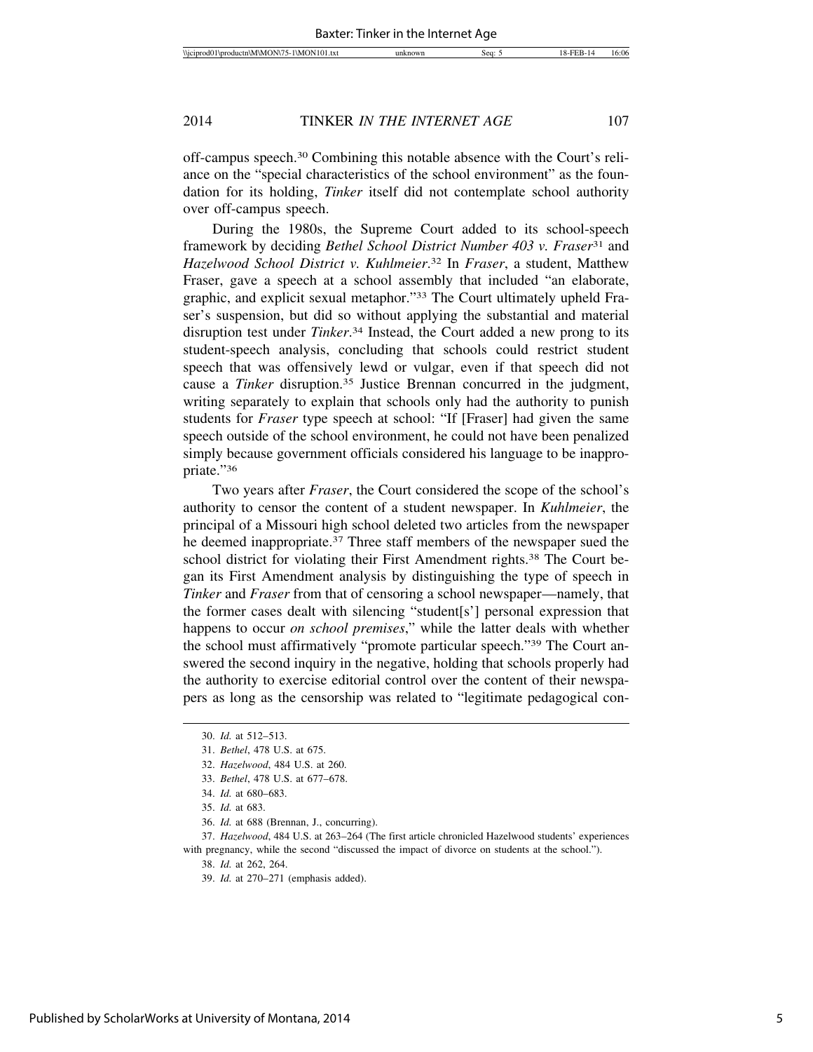off-campus speech.[30] Combining this notable absence with the Court's reliance on the "special characteristics of the school environment" as the foundation for its holding, *Tinker* itself did not contemplate school authority over off-campus speech.

During the 1980s, the Supreme Court added to its school-speech framework by deciding *Bethel School District Number 403 v. Fraser*[31] and *Hazelwood School District v. Kuhlmeier*.[32] In *Fraser*, a student, Matthew Fraser, gave a speech at a school assembly that included "an elaborate, graphic, and explicit sexual metaphor."[33] The Court ultimately upheld Fraser's suspension, but did so without applying the substantial and material disruption test under *Tinker*.[34] Instead, the Court added a new prong to its student-speech analysis, concluding that schools could restrict student speech that was offensively lewd or vulgar, even if that speech did not cause a *Tinker* disruption.[35] Justice Brennan concurred in the judgment, writing separately to explain that schools only had the authority to punish students for *Fraser* type speech at school: "If [Fraser] had given the same speech outside of the school environment, he could not have been penalized simply because government officials considered his language to be inappropriate."[36]

Two years after *Fraser*, the Court considered the scope of the school's authority to censor the content of a student newspaper. In *Kuhlmeier*, the principal of a Missouri high school deleted two articles from the newspaper he deemed inappropriate.[37] Three staff members of the newspaper sued the school district for violating their First Amendment rights.[38] The Court began its First Amendment analysis by distinguishing the type of speech in *Tinker* and *Fraser* from that of censoring a school newspaper—namely, that the former cases dealt with silencing "student[s'] personal expression that happens to occur *on school premises*," while the latter deals with whether the school must affirmatively "promote particular speech."[39] The Court answered the second inquiry in the negative, holding that schools properly had the authority to exercise editorial control over the content of their newspapers as long as the censorship was related to "legitimate pedagogical con-

---

30. *Id.* at 512–513.

31. *Bethel*, 478 U.S. at 675.

32. *Hazelwood*, 484 U.S. at 260.

33. *Bethel*, 478 U.S. at 677–678.

34. *Id.* at 680–683.

35. *Id.* at 683.

36. *Id.* at 688 (Brennan, J., concurring).

37. *Hazelwood*, 484 U.S. at 263–264 (The first article chronicled Hazelwood students' experiences with pregnancy, while the second "discussed the impact of divorce on students at the school.").

38. *Id.* at 262, 264.

39. *Id.* at 270–271 (emphasis added).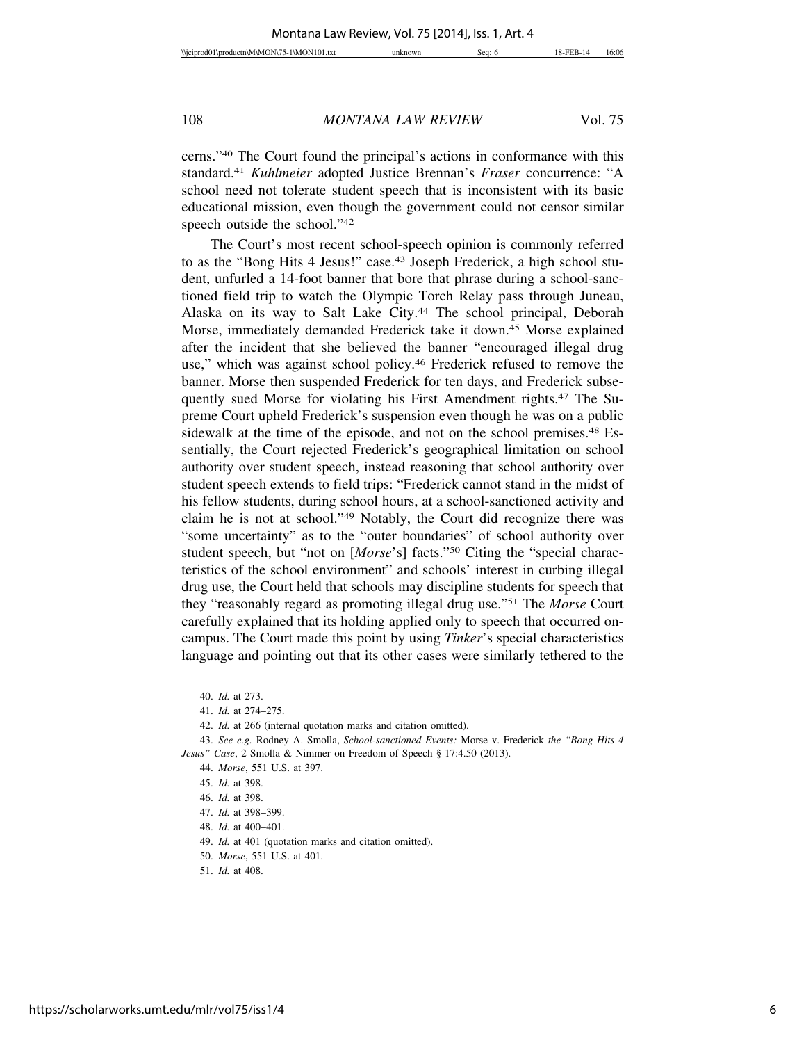cerns."[40] The Court found the principal's actions in conformance with this standard.[41] *Kuhlmeier* adopted Justice Brennan's *Fraser* concurrence: "A school need not tolerate student speech that is inconsistent with its basic educational mission, even though the government could not censor similar speech outside the school."[42]

The Court's most recent school-speech opinion is commonly referred to as the "Bong Hits 4 Jesus!" case.[43] Joseph Frederick, a high school student, unfurled a 14-foot banner that bore that phrase during a school-sanctioned field trip to watch the Olympic Torch Relay pass through Juneau, Alaska on its way to Salt Lake City.[44] The school principal, Deborah Morse, immediately demanded Frederick take it down.[45] Morse explained after the incident that she believed the banner "encouraged illegal drug use," which was against school policy.[46] Frederick refused to remove the banner. Morse then suspended Frederick for ten days, and Frederick subsequently sued Morse for violating his First Amendment rights.[47] The Supreme Court upheld Frederick's suspension even though he was on a public sidewalk at the time of the episode, and not on the school premises.[48] Essentially, the Court rejected Frederick's geographical limitation on school authority over student speech, instead reasoning that school authority over student speech extends to field trips: "Frederick cannot stand in the midst of his fellow students, during school hours, at a school-sanctioned activity and claim he is not at school."[49] Notably, the Court did recognize there was "some uncertainty" as to the "outer boundaries" of school authority over student speech, but "not on [*Morse*'s] facts."[50] Citing the "special characteristics of the school environment" and schools' interest in curbing illegal drug use, the Court held that schools may discipline students for speech that they "reasonably regard as promoting illegal drug use."[51] The *Morse* Court carefully explained that its holding applied only to speech that occurred on-campus. The Court made this point by using *Tinker*'s special characteristics language and pointing out that its other cases were similarly tethered to the

---

40. *Id.* at 273.

41. *Id.* at 274–275.

42. *Id.* at 266 (internal quotation marks and citation omitted).

43. *See e.g.* Rodney A. Smolla, *School-sanctioned Events:* Morse v. Frederick *the "Bong Hits 4 Jesus" Case*, 2 Smolla & Nimmer on Freedom of Speech § 17:4.50 (2013).

44. *Morse*, 551 U.S. at 397.

45. *Id.* at 398.

46. *Id.* at 398.

47. *Id.* at 398–399.

48. *Id.* at 400–401.

49. *Id.* at 401 (quotation marks and citation omitted).

50. *Morse*, 551 U.S. at 401.

51. *Id.* at 408.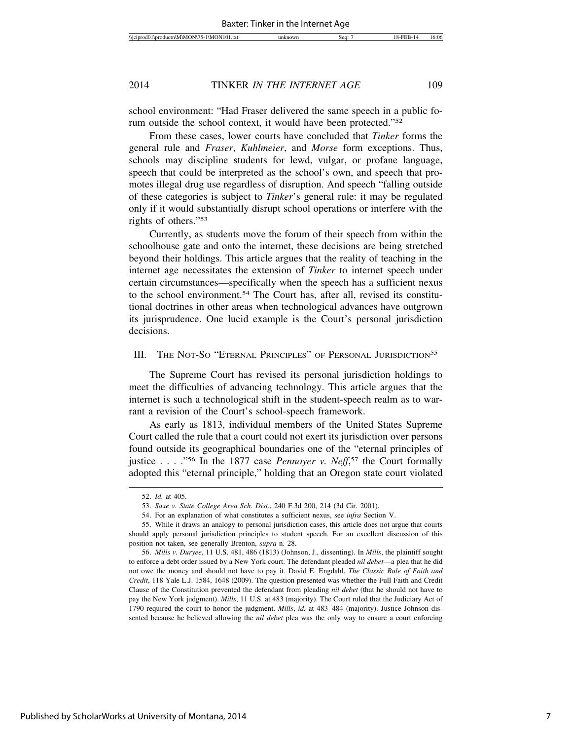school environment: "Had Fraser delivered the same speech in a public forum outside the school context, it would have been protected."[52]

From these cases, lower courts have concluded that *Tinker* forms the general rule and *Fraser*, *Kuhlmeier*, and *Morse* form exceptions. Thus, schools may discipline students for lewd, vulgar, or profane language, speech that could be interpreted as the school's own, and speech that promotes illegal drug use regardless of disruption. And speech "falling outside of these categories is subject to *Tinker*'s general rule: it may be regulated only if it would substantially disrupt school operations or interfere with the rights of others."[53]

Currently, as students move the forum of their speech from within the schoolhouse gate and onto the internet, these decisions are being stretched beyond their holdings. This article argues that the reality of teaching in the internet age necessitates the extension of *Tinker* to internet speech under certain circumstances—specifically when the speech has a sufficient nexus to the school environment.[54] The Court has, after all, revised its constitutional doctrines in other areas when technological advances have outgrown its jurisprudence. One lucid example is the Court's personal jurisdiction decisions.

## III. The Not-So "Eternal Principles" of Personal Jurisdiction[55]

The Supreme Court has revised its personal jurisdiction holdings to meet the difficulties of advancing technology. This article argues that the internet is such a technological shift in the student-speech realm as to warrant a revision of the Court's school-speech framework.

As early as 1813, individual members of the United States Supreme Court called the rule that a court could not exert its jurisdiction over persons found outside its geographical boundaries one of the "eternal principles of justice . . . ."[56] In the 1877 case *Pennoyer v. Neff*,[57] the Court formally adopted this "eternal principle," holding that an Oregon state court violated

52. *Id.* at 405.

53. *Saxe v. State College Area Sch. Dist.*, 240 F.3d 200, 214 (3d Cir. 2001).

54. For an explanation of what constitutes a sufficient nexus, see *infra* Section V.

55. While it draws an analogy to personal jurisdiction cases, this article does not argue that courts should apply personal jurisdiction principles to student speech. For an excellent discussion of this position not taken, see generally Brenton, *supra* n. 28.

56. *Mills v. Duryee*, 11 U.S. 481, 486 (1813) (Johnson, J., dissenting). In *Mills*, the plaintiff sought to enforce a debt order issued by a New York court. The defendant pleaded *nil debet*—a plea that he did not owe the money and should not have to pay it. David E. Engdahl, *The Classic Rule of Faith and Credit*, 118 Yale L.J. 1584, 1648 (2009). The question presented was whether the Full Faith and Credit Clause of the Constitution prevented the defendant from pleading *nil debet* (that he should not have to pay the New York judgment). *Mills*, 11 U.S. at 483 (majority). The Court ruled that the Judiciary Act of 1790 required the court to honor the judgment. *Mills*, *id.* at 483–484 (majority). Justice Johnson dissented because he believed allowing the *nil debet* plea was the only way to ensure a court enforcing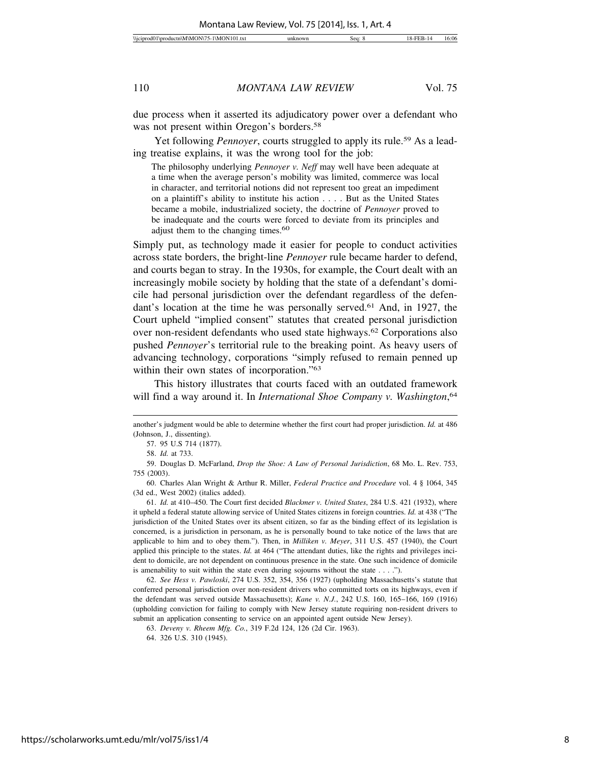due process when it asserted its adjudicatory power over a defendant who was not present within Oregon's borders.[58]

Yet following *Pennoyer*, courts struggled to apply its rule.[59] As a leading treatise explains, it was the wrong tool for the job:

> The philosophy underlying *Pennoyer v. Neff* may well have been adequate at a time when the average person's mobility was limited, commerce was local in character, and territorial notions did not represent too great an impediment on a plaintiff's ability to institute his action . . . . But as the United States became a mobile, industrialized society, the doctrine of *Pennoyer* proved to be inadequate and the courts were forced to deviate from its principles and adjust them to the changing times.[60]

Simply put, as technology made it easier for people to conduct activities across state borders, the bright-line *Pennoyer* rule became harder to defend, and courts began to stray. In the 1930s, for example, the Court dealt with an increasingly mobile society by holding that the state of a defendant's domicile had personal jurisdiction over the defendant regardless of the defendant's location at the time he was personally served.[61] And, in 1927, the Court upheld "implied consent" statutes that created personal jurisdiction over non-resident defendants who used state highways.[62] Corporations also pushed *Pennoyer*'s territorial rule to the breaking point. As heavy users of advancing technology, corporations "simply refused to remain penned up within their own states of incorporation."[63]

This history illustrates that courts faced with an outdated framework will find a way around it. In *International Shoe Company v. Washington*,[64]

---

another's judgment would be able to determine whether the first court had proper jurisdiction. *Id.* at 486 (Johnson, J., dissenting).

57. 95 U.S 714 (1877).

58. *Id.* at 733.

59. Douglas D. McFarland, *Drop the Shoe: A Law of Personal Jurisdiction*, 68 Mo. L. Rev. 753, 755 (2003).

60. Charles Alan Wright & Arthur R. Miller, *Federal Practice and Procedure* vol. 4 § 1064, 345 (3d ed., West 2002) (italics added).

61. *Id.* at 410–450. The Court first decided *Blackmer v. United States*, 284 U.S. 421 (1932), where it upheld a federal statute allowing service of United States citizens in foreign countries. *Id.* at 438 ("The jurisdiction of the United States over its absent citizen, so far as the binding effect of its legislation is concerned, is a jurisdiction in personam, as he is personally bound to take notice of the laws that are applicable to him and to obey them."). Then, in *Milliken v. Meyer*, 311 U.S. 457 (1940), the Court applied this principle to the states. *Id.* at 464 ("The attendant duties, like the rights and privileges incident to domicile, are not dependent on continuous presence in the state. One such incidence of domicile is amenability to suit within the state even during sojourns without the state . . . .").

62. *See Hess v. Pawloski*, 274 U.S. 352, 354, 356 (1927) (upholding Massachusetts's statute that conferred personal jurisdiction over non-resident drivers who committed torts on its highways, even if the defendant was served outside Massachusetts); *Kane v. N.J.*, 242 U.S. 160, 165–166, 169 (1916) (upholding conviction for failing to comply with New Jersey statute requiring non-resident drivers to submit an application consenting to service on an appointed agent outside New Jersey).

63. *Deveny v. Rheem Mfg. Co.*, 319 F.2d 124, 126 (2d Cir. 1963).

64. 326 U.S. 310 (1945).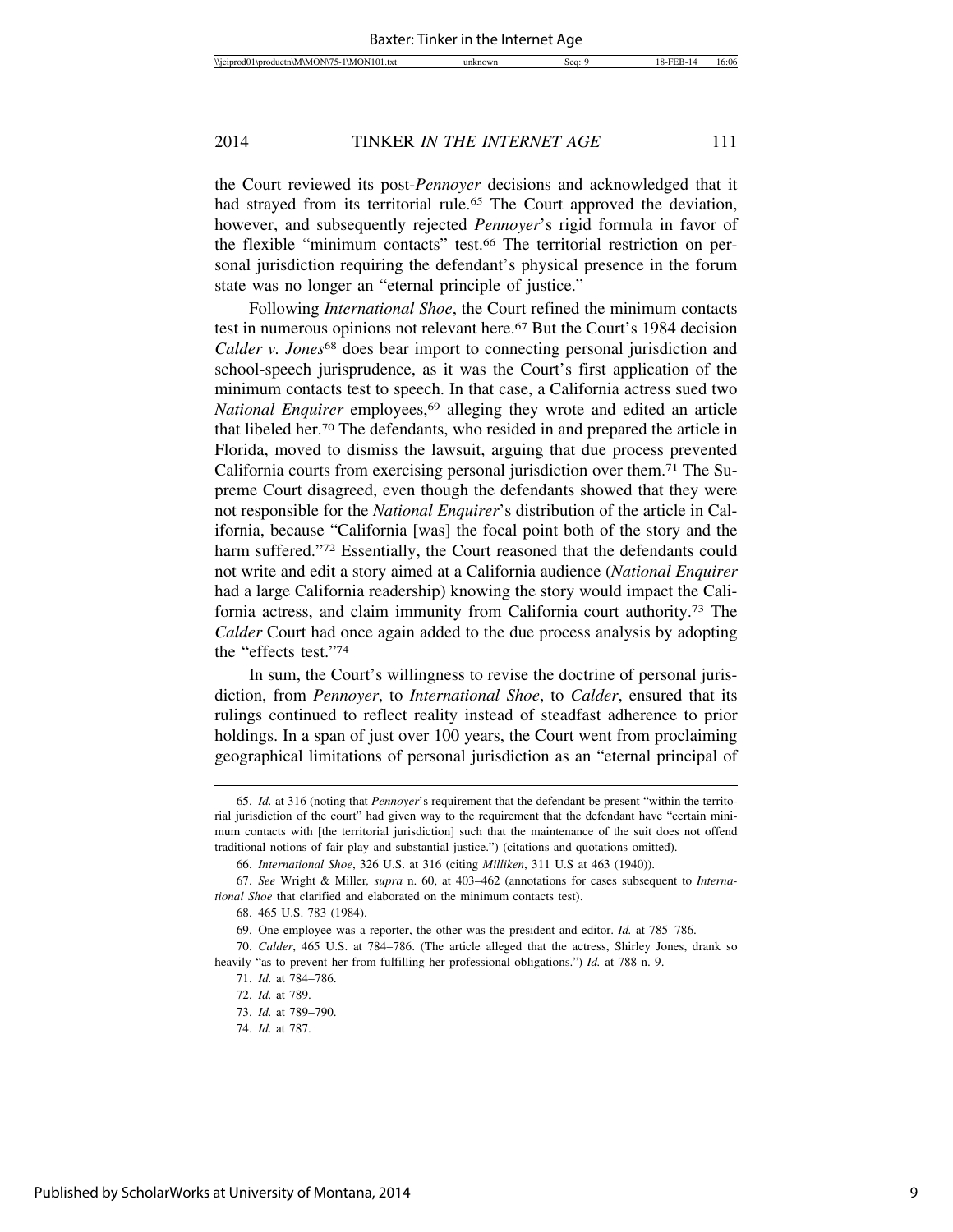the Court reviewed its post-*Pennoyer* decisions and acknowledged that it had strayed from its territorial rule.[65] The Court approved the deviation, however, and subsequently rejected *Pennoyer*'s rigid formula in favor of the flexible "minimum contacts" test.[66] The territorial restriction on personal jurisdiction requiring the defendant's physical presence in the forum state was no longer an "eternal principle of justice."

Following *International Shoe*, the Court refined the minimum contacts test in numerous opinions not relevant here.[67] But the Court's 1984 decision *Calder v. Jones*[68] does bear import to connecting personal jurisdiction and school-speech jurisprudence, as it was the Court's first application of the minimum contacts test to speech. In that case, a California actress sued two *National Enquirer* employees,[69] alleging they wrote and edited an article that libeled her.[70] The defendants, who resided in and prepared the article in Florida, moved to dismiss the lawsuit, arguing that due process prevented California courts from exercising personal jurisdiction over them.[71] The Supreme Court disagreed, even though the defendants showed that they were not responsible for the *National Enquirer*'s distribution of the article in California, because "California [was] the focal point both of the story and the harm suffered."[72] Essentially, the Court reasoned that the defendants could not write and edit a story aimed at a California audience (*National Enquirer* had a large California readership) knowing the story would impact the California actress, and claim immunity from California court authority.[73] The *Calder* Court had once again added to the due process analysis by adopting the "effects test."[74]

In sum, the Court's willingness to revise the doctrine of personal jurisdiction, from *Pennoyer*, to *International Shoe*, to *Calder*, ensured that its rulings continued to reflect reality instead of steadfast adherence to prior holdings. In a span of just over 100 years, the Court went from proclaiming geographical limitations of personal jurisdiction as an "eternal principal of

---

65. *Id.* at 316 (noting that *Pennoyer*'s requirement that the defendant be present "within the territorial jurisdiction of the court" had given way to the requirement that the defendant have "certain minimum contacts with [the territorial jurisdiction] such that the maintenance of the suit does not offend traditional notions of fair play and substantial justice.") (citations and quotations omitted).

66. *International Shoe*, 326 U.S. at 316 (citing *Milliken*, 311 U.S at 463 (1940)).

67. *See* Wright & Miller, *supra* n. 60, at 403–462 (annotations for cases subsequent to *International Shoe* that clarified and elaborated on the minimum contacts test).

68. 465 U.S. 783 (1984).

69. One employee was a reporter, the other was the president and editor. *Id.* at 785–786.

70. *Calder*, 465 U.S. at 784–786. (The article alleged that the actress, Shirley Jones, drank so heavily "as to prevent her from fulfilling her professional obligations.") *Id.* at 788 n. 9.

71. *Id.* at 784–786.

72. *Id.* at 789.

73. *Id.* at 789–790.

74. *Id.* at 787.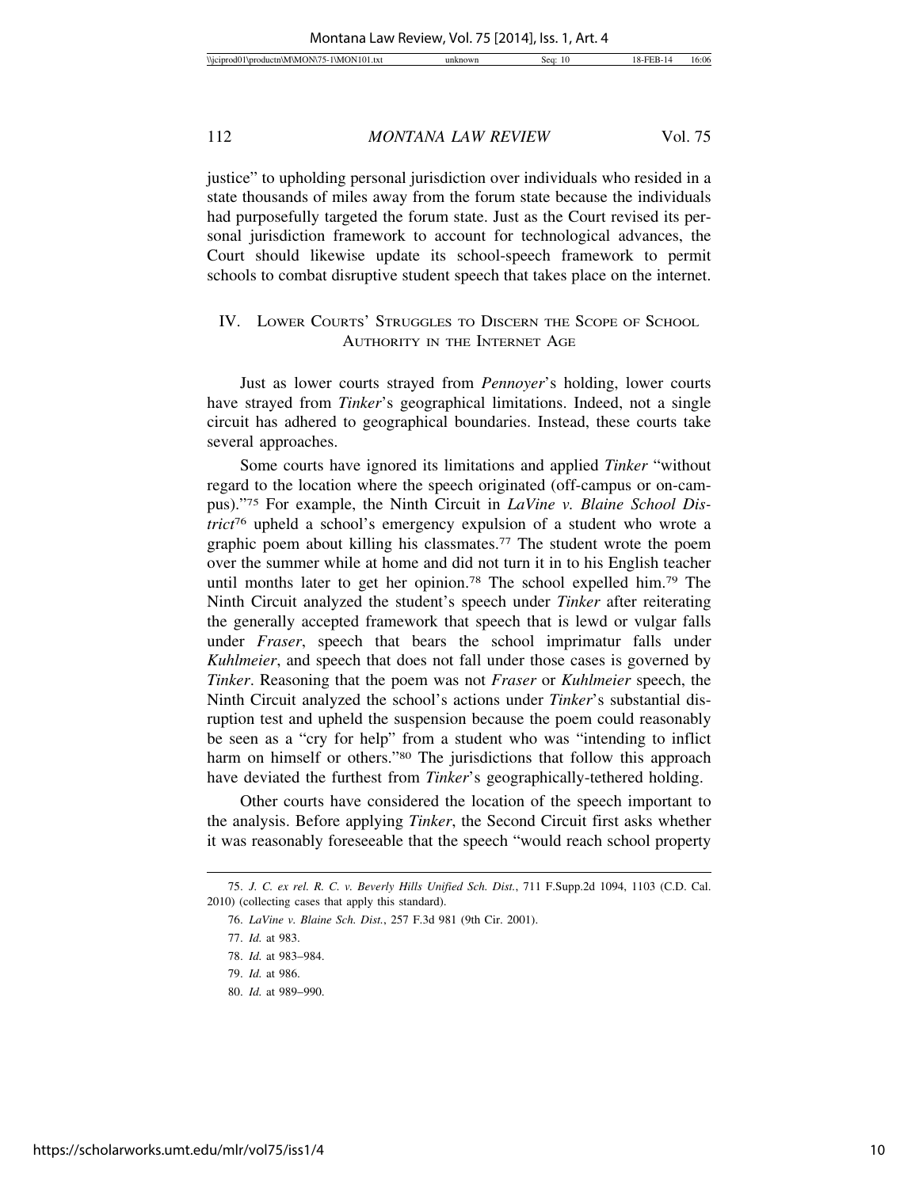justice" to upholding personal jurisdiction over individuals who resided in a state thousands of miles away from the forum state because the individuals had purposefully targeted the forum state. Just as the Court revised its personal jurisdiction framework to account for technological advances, the Court should likewise update its school-speech framework to permit schools to combat disruptive student speech that takes place on the internet.

## IV. Lower Courts' Struggles to Discern the Scope of School Authority in the Internet Age

Just as lower courts strayed from *Pennoyer*'s holding, lower courts have strayed from *Tinker*'s geographical limitations. Indeed, not a single circuit has adhered to geographical boundaries. Instead, these courts take several approaches.

Some courts have ignored its limitations and applied *Tinker* "without regard to the location where the speech originated (off-campus or on-campus)."[75] For example, the Ninth Circuit in *LaVine v. Blaine School District*[76] upheld a school's emergency expulsion of a student who wrote a graphic poem about killing his classmates.[77] The student wrote the poem over the summer while at home and did not turn it in to his English teacher until months later to get her opinion.[78] The school expelled him.[79] The Ninth Circuit analyzed the student's speech under *Tinker* after reiterating the generally accepted framework that speech that is lewd or vulgar falls under *Fraser*, speech that bears the school imprimatur falls under *Kuhlmeier*, and speech that does not fall under those cases is governed by *Tinker*. Reasoning that the poem was not *Fraser* or *Kuhlmeier* speech, the Ninth Circuit analyzed the school's actions under *Tinker*'s substantial disruption test and upheld the suspension because the poem could reasonably be seen as a "cry for help" from a student who was "intending to inflict harm on himself or others."[80] The jurisdictions that follow this approach have deviated the furthest from *Tinker*'s geographically-tethered holding.

Other courts have considered the location of the speech important to the analysis. Before applying *Tinker*, the Second Circuit first asks whether it was reasonably foreseeable that the speech "would reach school property

---

75. *J. C. ex rel. R. C. v. Beverly Hills Unified Sch. Dist.*, 711 F.Supp.2d 1094, 1103 (C.D. Cal. 2010) (collecting cases that apply this standard).

76. *LaVine v. Blaine Sch. Dist.*, 257 F.3d 981 (9th Cir. 2001).

77. *Id.* at 983.

78. *Id.* at 983–984.

79. *Id.* at 986.

80. *Id.* at 989–990.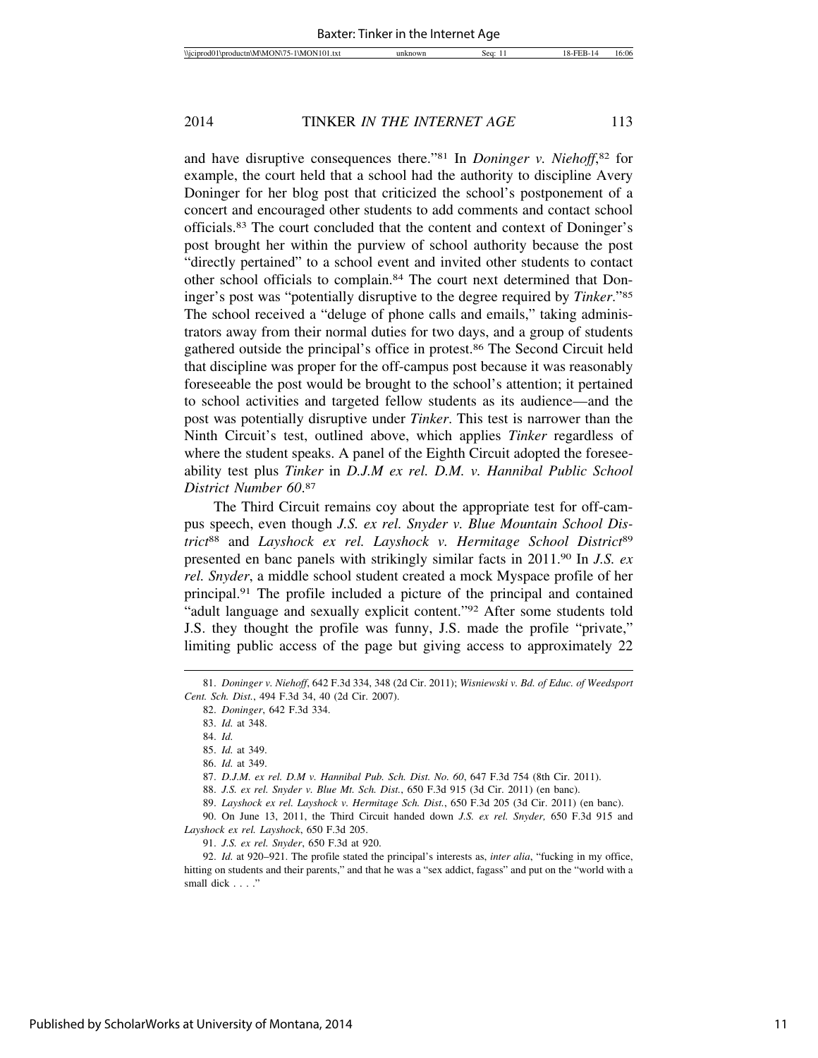and have disruptive consequences there."[81] In *Doninger v. Niehoff*,[82] for example, the court held that a school had the authority to discipline Avery Doninger for her blog post that criticized the school's postponement of a concert and encouraged other students to add comments and contact school officials.[83] The court concluded that the content and context of Doninger's post brought her within the purview of school authority because the post "directly pertained" to a school event and invited other students to contact other school officials to complain.[84] The court next determined that Doninger's post was "potentially disruptive to the degree required by *Tinker*."[85] The school received a "deluge of phone calls and emails," taking administrators away from their normal duties for two days, and a group of students gathered outside the principal's office in protest.[86] The Second Circuit held that discipline was proper for the off-campus post because it was reasonably foreseeable the post would be brought to the school's attention; it pertained to school activities and targeted fellow students as its audience—and the post was potentially disruptive under *Tinker*. This test is narrower than the Ninth Circuit's test, outlined above, which applies *Tinker* regardless of where the student speaks. A panel of the Eighth Circuit adopted the foreseeability test plus *Tinker* in *D.J.M ex rel. D.M. v. Hannibal Public School District Number 60*.[87]

The Third Circuit remains coy about the appropriate test for off-campus speech, even though *J.S. ex rel. Snyder v. Blue Mountain School District*[88] and *Layshock ex rel. Layshock v. Hermitage School District*[89] presented en banc panels with strikingly similar facts in 2011.[90] In *J.S. ex rel. Snyder*, a middle school student created a mock Myspace profile of her principal.[91] The profile included a picture of the principal and contained "adult language and sexually explicit content."[92] After some students told J.S. they thought the profile was funny, J.S. made the profile "private," limiting public access of the page but giving access to approximately 22

---

81. *Doninger v. Niehoff*, 642 F.3d 334, 348 (2d Cir. 2011); *Wisniewski v. Bd. of Educ. of Weedsport Cent. Sch. Dist.*, 494 F.3d 34, 40 (2d Cir. 2007).

82. *Doninger*, 642 F.3d 334.

83. *Id.* at 348.

84. *Id.*

85. *Id.* at 349.

86. *Id.* at 349.

87. *D.J.M. ex rel. D.M v. Hannibal Pub. Sch. Dist. No. 60*, 647 F.3d 754 (8th Cir. 2011).

88. *J.S. ex rel. Snyder v. Blue Mt. Sch. Dist.*, 650 F.3d 915 (3d Cir. 2011) (en banc).

89. *Layshock ex rel. Layshock v. Hermitage Sch. Dist.*, 650 F.3d 205 (3d Cir. 2011) (en banc).

90. On June 13, 2011, the Third Circuit handed down *J.S. ex rel. Snyder,* 650 F.3d 915 and *Layshock ex rel. Layshock*, 650 F.3d 205.

91. *J.S. ex rel. Snyder*, 650 F.3d at 920.

92. *Id.* at 920–921. The profile stated the principal's interests as, *inter alia*, "fucking in my office, hitting on students and their parents," and that he was a "sex addict, fagass" and put on the "world with a small dick . . . ."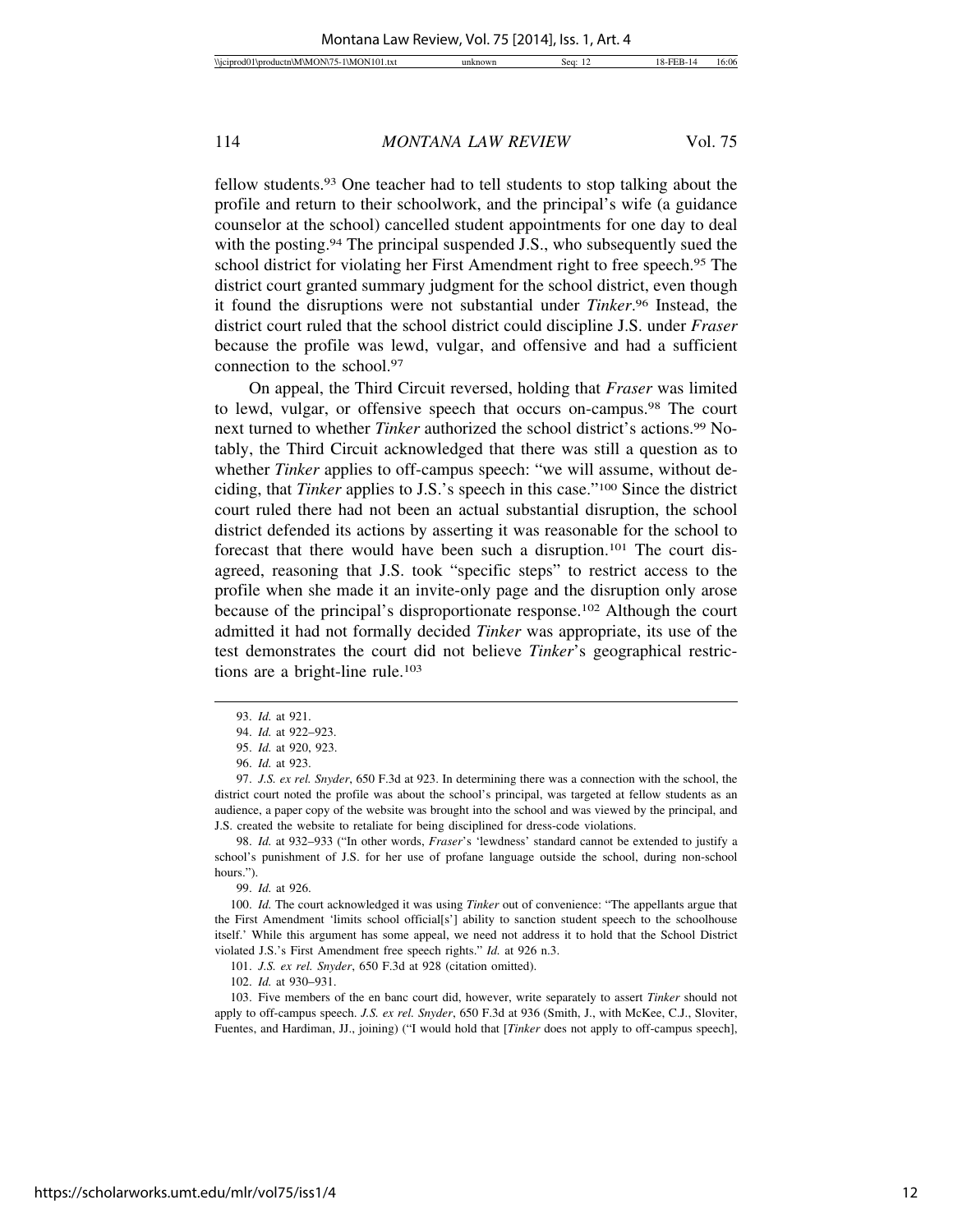fellow students.[93] One teacher had to tell students to stop talking about the profile and return to their schoolwork, and the principal's wife (a guidance counselor at the school) cancelled student appointments for one day to deal with the posting.[94] The principal suspended J.S., who subsequently sued the school district for violating her First Amendment right to free speech.[95] The district court granted summary judgment for the school district, even though it found the disruptions were not substantial under *Tinker*.[96] Instead, the district court ruled that the school district could discipline J.S. under *Fraser* because the profile was lewd, vulgar, and offensive and had a sufficient connection to the school.[97]

On appeal, the Third Circuit reversed, holding that *Fraser* was limited to lewd, vulgar, or offensive speech that occurs on-campus.[98] The court next turned to whether *Tinker* authorized the school district's actions.[99] Notably, the Third Circuit acknowledged that there was still a question as to whether *Tinker* applies to off-campus speech: "we will assume, without deciding, that *Tinker* applies to J.S.'s speech in this case."[100] Since the district court ruled there had not been an actual substantial disruption, the school district defended its actions by asserting it was reasonable for the school to forecast that there would have been such a disruption.[101] The court disagreed, reasoning that J.S. took "specific steps" to restrict access to the profile when she made it an invite-only page and the disruption only arose because of the principal's disproportionate response.[102] Although the court admitted it had not formally decided *Tinker* was appropriate, its use of the test demonstrates the court did not believe *Tinker*'s geographical restrictions are a bright-line rule.[103]

---

93. *Id.* at 921.

94. *Id.* at 922–923.

95. *Id.* at 920, 923.

96. *Id.* at 923.

97. *J.S. ex rel. Snyder*, 650 F.3d at 923. In determining there was a connection with the school, the district court noted the profile was about the school's principal, was targeted at fellow students as an audience, a paper copy of the website was brought into the school and was viewed by the principal, and J.S. created the website to retaliate for being disciplined for dress-code violations.

98. *Id.* at 932–933 ("In other words, *Fraser*'s 'lewdness' standard cannot be extended to justify a school's punishment of J.S. for her use of profane language outside the school, during non-school hours.").

99. *Id.* at 926.

100. *Id.* The court acknowledged it was using *Tinker* out of convenience: "The appellants argue that the First Amendment 'limits school official[s'] ability to sanction student speech to the schoolhouse itself.' While this argument has some appeal, we need not address it to hold that the School District violated J.S.'s First Amendment free speech rights." *Id.* at 926 n.3.

101. *J.S. ex rel. Snyder*, 650 F.3d at 928 (citation omitted).

102. *Id.* at 930–931.

103. Five members of the en banc court did, however, write separately to assert *Tinker* should not apply to off-campus speech. *J.S. ex rel. Snyder*, 650 F.3d at 936 (Smith, J., with McKee, C.J., Sloviter, Fuentes, and Hardiman, JJ., joining) ("I would hold that [*Tinker* does not apply to off-campus speech],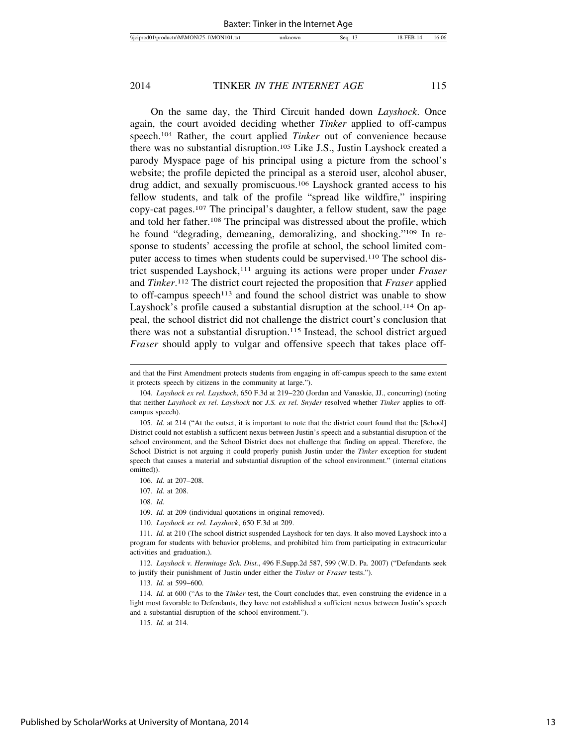On the same day, the Third Circuit handed down *Layshock*. Once again, the court avoided deciding whether *Tinker* applied to off-campus speech.[104] Rather, the court applied *Tinker* out of convenience because there was no substantial disruption.[105] Like J.S., Justin Layshock created a parody Myspace page of his principal using a picture from the school's website; the profile depicted the principal as a steroid user, alcohol abuser, drug addict, and sexually promiscuous.[106] Layshock granted access to his fellow students, and talk of the profile "spread like wildfire," inspiring copy-cat pages.[107] The principal's daughter, a fellow student, saw the page and told her father.[108] The principal was distressed about the profile, which he found "degrading, demeaning, demoralizing, and shocking."[109] In response to students' accessing the profile at school, the school limited computer access to times when students could be supervised.[110] The school district suspended Layshock,[111] arguing its actions were proper under *Fraser* and *Tinker*.[112] The district court rejected the proposition that *Fraser* applied to off-campus speech[113] and found the school district was unable to show Layshock's profile caused a substantial disruption at the school.[114] On appeal, the school district did not challenge the district court's conclusion that there was not a substantial disruption.[115] Instead, the school district argued *Fraser* should apply to vulgar and offensive speech that takes place off-

---

and that the First Amendment protects students from engaging in off-campus speech to the same extent it protects speech by citizens in the community at large.").

104. *Layshock ex rel. Layshock*, 650 F.3d at 219–220 (Jordan and Vanaskie, JJ., concurring) (noting that neither *Layshock ex rel. Layshock* nor *J.S. ex rel. Snyder* resolved whether *Tinker* applies to off-campus speech).

105. *Id.* at 214 ("At the outset, it is important to note that the district court found that the [School] District could not establish a sufficient nexus between Justin's speech and a substantial disruption of the school environment, and the School District does not challenge that finding on appeal. Therefore, the School District is not arguing it could properly punish Justin under the *Tinker* exception for student speech that causes a material and substantial disruption of the school environment." (internal citations omitted)).

106. *Id.* at 207–208.

107. *Id.* at 208.

108. *Id.*

109. *Id.* at 209 (individual quotations in original removed).

110. *Layshock ex rel. Layshock*, 650 F.3d at 209.

111. *Id.* at 210 (The school district suspended Layshock for ten days. It also moved Layshock into a program for students with behavior problems, and prohibited him from participating in extracurricular activities and graduation.).

112. *Layshock v. Hermitage Sch. Dist.*, 496 F.Supp.2d 587, 599 (W.D. Pa. 2007) ("Defendants seek to justify their punishment of Justin under either the *Tinker* or *Fraser* tests.").

113. *Id.* at 599–600.

114. *Id.* at 600 ("As to the *Tinker* test, the Court concludes that, even construing the evidence in a light most favorable to Defendants, they have not established a sufficient nexus between Justin's speech and a substantial disruption of the school environment.").

115. *Id.* at 214.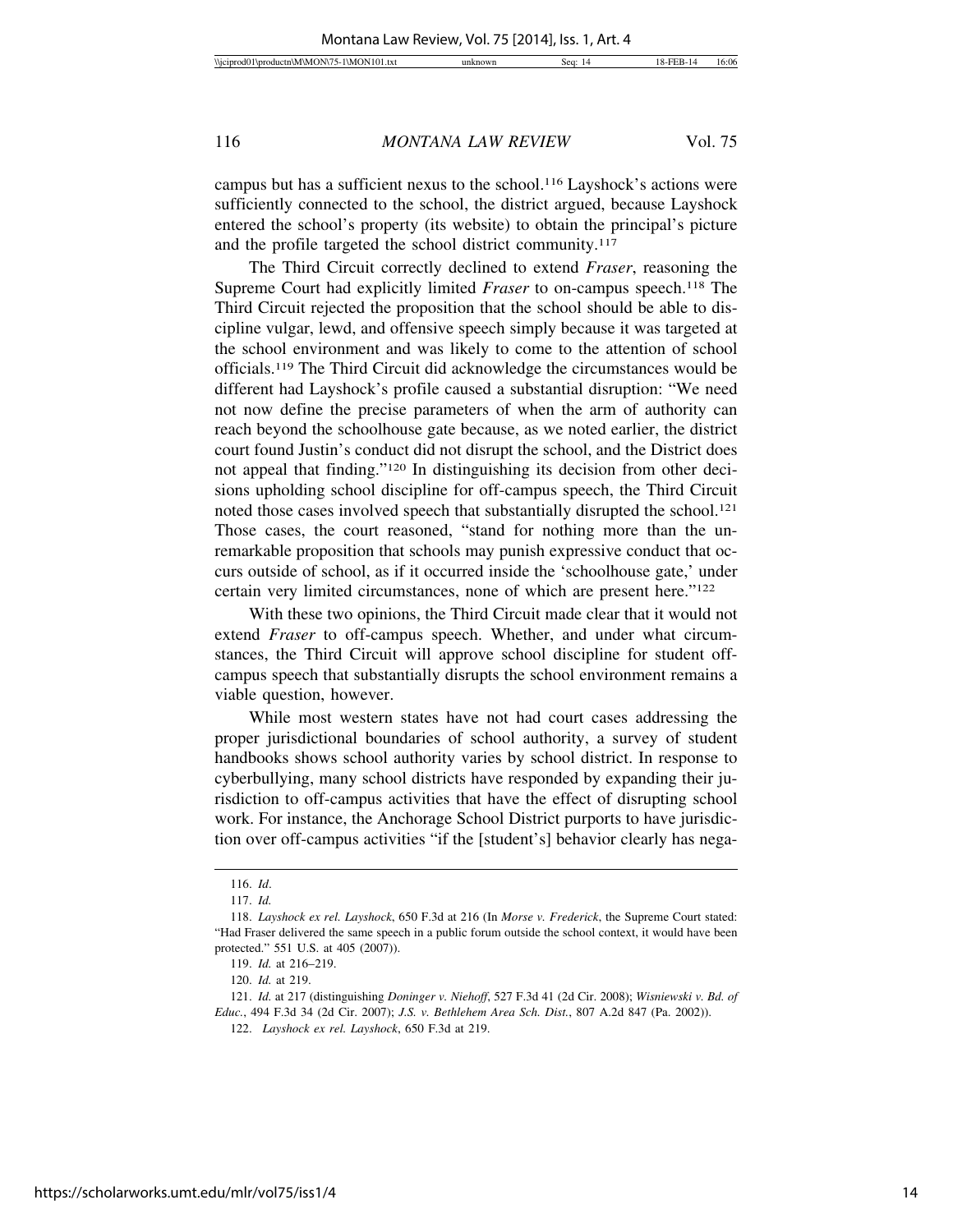campus but has a sufficient nexus to the school.[116] Layshock's actions were sufficiently connected to the school, the district argued, because Layshock entered the school's property (its website) to obtain the principal's picture and the profile targeted the school district community.[117]

The Third Circuit correctly declined to extend *Fraser*, reasoning the Supreme Court had explicitly limited *Fraser* to on-campus speech.[118] The Third Circuit rejected the proposition that the school should be able to discipline vulgar, lewd, and offensive speech simply because it was targeted at the school environment and was likely to come to the attention of school officials.[119] The Third Circuit did acknowledge the circumstances would be different had Layshock's profile caused a substantial disruption: "We need not now define the precise parameters of when the arm of authority can reach beyond the schoolhouse gate because, as we noted earlier, the district court found Justin's conduct did not disrupt the school, and the District does not appeal that finding."[120] In distinguishing its decision from other decisions upholding school discipline for off-campus speech, the Third Circuit noted those cases involved speech that substantially disrupted the school.[121] Those cases, the court reasoned, "stand for nothing more than the unremarkable proposition that schools may punish expressive conduct that occurs outside of school, as if it occurred inside the 'schoolhouse gate,' under certain very limited circumstances, none of which are present here."[122]

With these two opinions, the Third Circuit made clear that it would not extend *Fraser* to off-campus speech. Whether, and under what circumstances, the Third Circuit will approve school discipline for student off-campus speech that substantially disrupts the school environment remains a viable question, however.

While most western states have not had court cases addressing the proper jurisdictional boundaries of school authority, a survey of student handbooks shows school authority varies by school district. In response to cyberbullying, many school districts have responded by expanding their jurisdiction to off-campus activities that have the effect of disrupting school work. For instance, the Anchorage School District purports to have jurisdiction over off-campus activities "if the [student's] behavior clearly has nega-

---

116. *Id*.

117. *Id.*

118. *Layshock ex rel. Layshock*, 650 F.3d at 216 (In *Morse v. Frederick*, the Supreme Court stated: "Had Fraser delivered the same speech in a public forum outside the school context, it would have been protected." 551 U.S. at 405 (2007)).

119. *Id.* at 216–219.

120. *Id.* at 219.

121. *Id.* at 217 (distinguishing *Doninger v. Niehoff*, 527 F.3d 41 (2d Cir. 2008); *Wisniewski v. Bd. of Educ.*, 494 F.3d 34 (2d Cir. 2007); *J.S. v. Bethlehem Area Sch. Dist.*, 807 A.2d 847 (Pa. 2002)).

122. *Layshock ex rel. Layshock*, 650 F.3d at 219.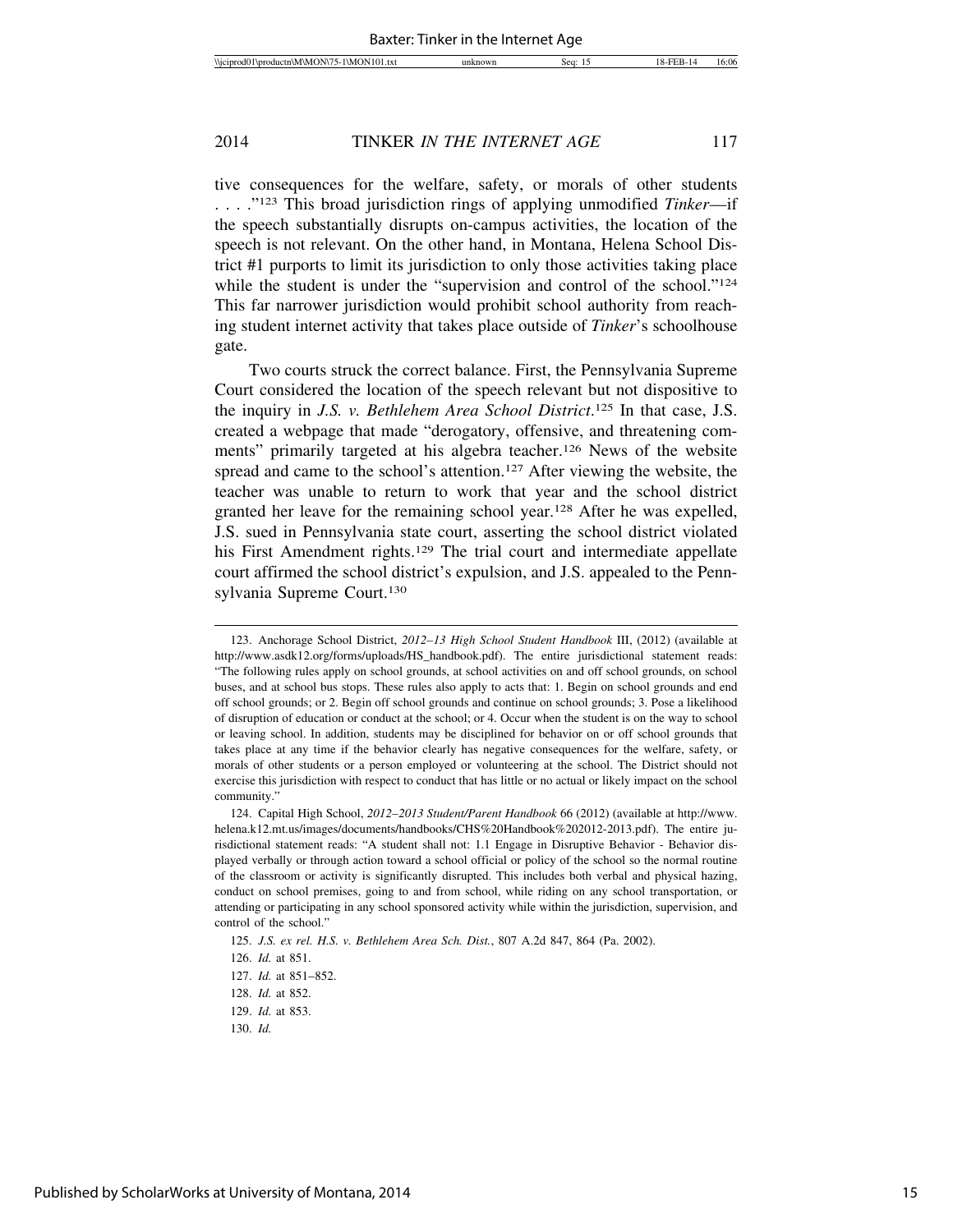tive consequences for the welfare, safety, or morals of other students . . . ."[123] This broad jurisdiction rings of applying unmodified *Tinker*—if the speech substantially disrupts on-campus activities, the location of the speech is not relevant. On the other hand, in Montana, Helena School District #1 purports to limit its jurisdiction to only those activities taking place while the student is under the "supervision and control of the school."[124] This far narrower jurisdiction would prohibit school authority from reaching student internet activity that takes place outside of *Tinker*'s schoolhouse gate.

Two courts struck the correct balance. First, the Pennsylvania Supreme Court considered the location of the speech relevant but not dispositive to the inquiry in *J.S. v. Bethlehem Area School District*.[125] In that case, J.S. created a webpage that made "derogatory, offensive, and threatening comments" primarily targeted at his algebra teacher.[126] News of the website spread and came to the school's attention.[127] After viewing the website, the teacher was unable to return to work that year and the school district granted her leave for the remaining school year.[128] After he was expelled, J.S. sued in Pennsylvania state court, asserting the school district violated his First Amendment rights.[129] The trial court and intermediate appellate court affirmed the school district's expulsion, and J.S. appealed to the Pennsylvania Supreme Court.[130]

---

123. Anchorage School District, *2012–13 High School Student Handbook* III, (2012) (available at http://www.asdk12.org/forms/uploads/HS_handbook.pdf). The entire jurisdictional statement reads: "The following rules apply on school grounds, at school activities on and off school grounds, on school buses, and at school bus stops. These rules also apply to acts that: 1. Begin on school grounds and end off school grounds; or 2. Begin off school grounds and continue on school grounds; 3. Pose a likelihood of disruption of education or conduct at the school; or 4. Occur when the student is on the way to school or leaving school. In addition, students may be disciplined for behavior on or off school grounds that takes place at any time if the behavior clearly has negative consequences for the welfare, safety, or morals of other students or a person employed or volunteering at the school. The District should not exercise this jurisdiction with respect to conduct that has little or no actual or likely impact on the school community."

124. Capital High School, *2012–2013 Student/Parent Handbook* 66 (2012) (available at http://www.helena.k12.mt.us/images/documents/handbooks/CHS%20Handbook%202012-2013.pdf). The entire jurisdictional statement reads: "A student shall not: 1.1 Engage in Disruptive Behavior - Behavior displayed verbally or through action toward a school official or policy of the school so the normal routine of the classroom or activity is significantly disrupted. This includes both verbal and physical hazing, conduct on school premises, going to and from school, while riding on any school transportation, or attending or participating in any school sponsored activity while within the jurisdiction, supervision, and control of the school."

125. *J.S. ex rel. H.S. v. Bethlehem Area Sch. Dist.*, 807 A.2d 847, 864 (Pa. 2002).

126. *Id.* at 851.

127. *Id.* at 851–852.

128. *Id.* at 852.

129. *Id.* at 853.

130. *Id.*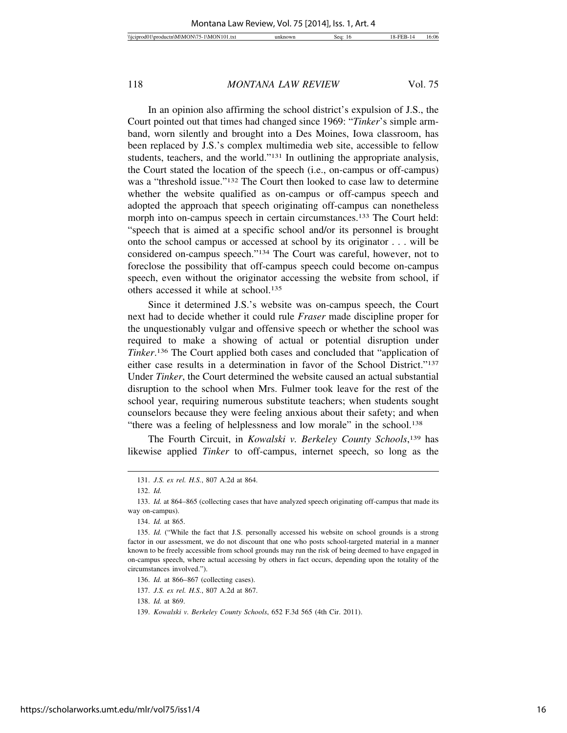In an opinion also affirming the school district's expulsion of J.S., the Court pointed out that times had changed since 1969: "*Tinker*'s simple armband, worn silently and brought into a Des Moines, Iowa classroom, has been replaced by J.S.'s complex multimedia web site, accessible to fellow students, teachers, and the world."[131] In outlining the appropriate analysis, the Court stated the location of the speech (i.e., on-campus or off-campus) was a "threshold issue."[132] The Court then looked to case law to determine whether the website qualified as on-campus or off-campus speech and adopted the approach that speech originating off-campus can nonetheless morph into on-campus speech in certain circumstances.[133] The Court held: "speech that is aimed at a specific school and/or its personnel is brought onto the school campus or accessed at school by its originator . . . will be considered on-campus speech."[134] The Court was careful, however, not to foreclose the possibility that off-campus speech could become on-campus speech, even without the originator accessing the website from school, if others accessed it while at school.[135]

Since it determined J.S.'s website was on-campus speech, the Court next had to decide whether it could rule *Fraser* made discipline proper for the unquestionably vulgar and offensive speech or whether the school was required to make a showing of actual or potential disruption under *Tinker*.[136] The Court applied both cases and concluded that "application of either case results in a determination in favor of the School District."[137] Under *Tinker*, the Court determined the website caused an actual substantial disruption to the school when Mrs. Fulmer took leave for the rest of the school year, requiring numerous substitute teachers; when students sought counselors because they were feeling anxious about their safety; and when "there was a feeling of helplessness and low morale" in the school.[138]

The Fourth Circuit, in *Kowalski v. Berkeley County Schools*,[139] has likewise applied *Tinker* to off-campus, internet speech, so long as the

---

131. *J.S. ex rel. H.S.*, 807 A.2d at 864.

132. *Id.*

133. *Id.* at 864–865 (collecting cases that have analyzed speech originating off-campus that made its way on-campus).

134. *Id.* at 865.

135. *Id.* ("While the fact that J.S. personally accessed his website on school grounds is a strong factor in our assessment, we do not discount that one who posts school-targeted material in a manner known to be freely accessible from school grounds may run the risk of being deemed to have engaged in on-campus speech, where actual accessing by others in fact occurs, depending upon the totality of the circumstances involved.").

136. *Id.* at 866–867 (collecting cases).

137. *J.S. ex rel. H.S.*, 807 A.2d at 867.

138. *Id.* at 869.

139. *Kowalski v. Berkeley County Schools*, 652 F.3d 565 (4th Cir. 2011).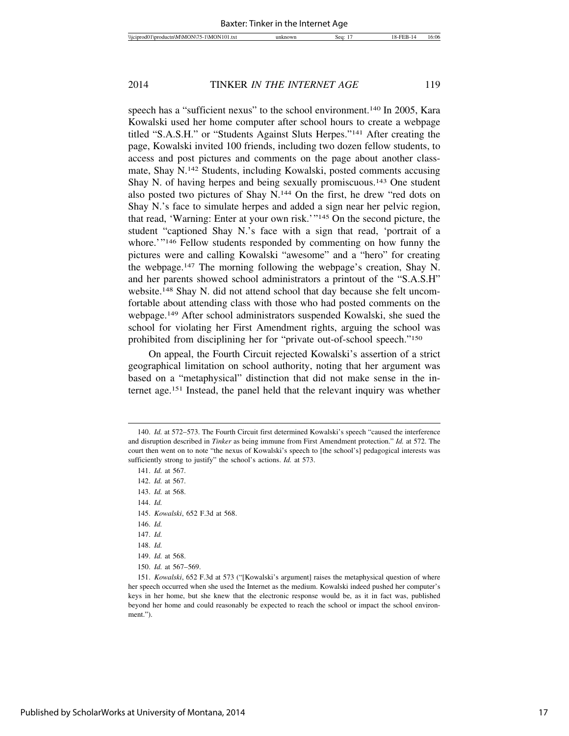speech has a "sufficient nexus" to the school environment.[140] In 2005, Kara Kowalski used her home computer after school hours to create a webpage titled "S.A.S.H." or "Students Against Sluts Herpes."[141] After creating the page, Kowalski invited 100 friends, including two dozen fellow students, to access and post pictures and comments on the page about another classmate, Shay N.[142] Students, including Kowalski, posted comments accusing Shay N. of having herpes and being sexually promiscuous.[143] One student also posted two pictures of Shay N.[144] On the first, he drew "red dots on Shay N.'s face to simulate herpes and added a sign near her pelvic region, that read, 'Warning: Enter at your own risk.'"[145] On the second picture, the student "captioned Shay N.'s face with a sign that read, 'portrait of a whore.'"[146] Fellow students responded by commenting on how funny the pictures were and calling Kowalski "awesome" and a "hero" for creating the webpage.[147] The morning following the webpage's creation, Shay N. and her parents showed school administrators a printout of the "S.A.S.H" website.[148] Shay N. did not attend school that day because she felt uncomfortable about attending class with those who had posted comments on the webpage.[149] After school administrators suspended Kowalski, she sued the school for violating her First Amendment rights, arguing the school was prohibited from disciplining her for "private out-of-school speech."[150]

On appeal, the Fourth Circuit rejected Kowalski's assertion of a strict geographical limitation on school authority, noting that her argument was based on a "metaphysical" distinction that did not make sense in the internet age.[151] Instead, the panel held that the relevant inquiry was whether

---

140. *Id.* at 572–573. The Fourth Circuit first determined Kowalski's speech "caused the interference and disruption described in *Tinker* as being immune from First Amendment protection." *Id.* at 572. The court then went on to note "the nexus of Kowalski's speech to [the school's] pedagogical interests was sufficiently strong to justify" the school's actions. *Id.* at 573.

141. *Id.* at 567.

142. *Id.* at 567.

143. *Id.* at 568.

144. *Id.*

145. *Kowalski*, 652 F.3d at 568.

146. *Id.*

147. *Id.*

148. *Id.*

149. *Id.* at 568.

150. *Id.* at 567–569.

151. *Kowalski*, 652 F.3d at 573 ("[Kowalski's argument] raises the metaphysical question of where her speech occurred when she used the Internet as the medium. Kowalski indeed pushed her computer's keys in her home, but she knew that the electronic response would be, as it in fact was, published beyond her home and could reasonably be expected to reach the school or impact the school environment.").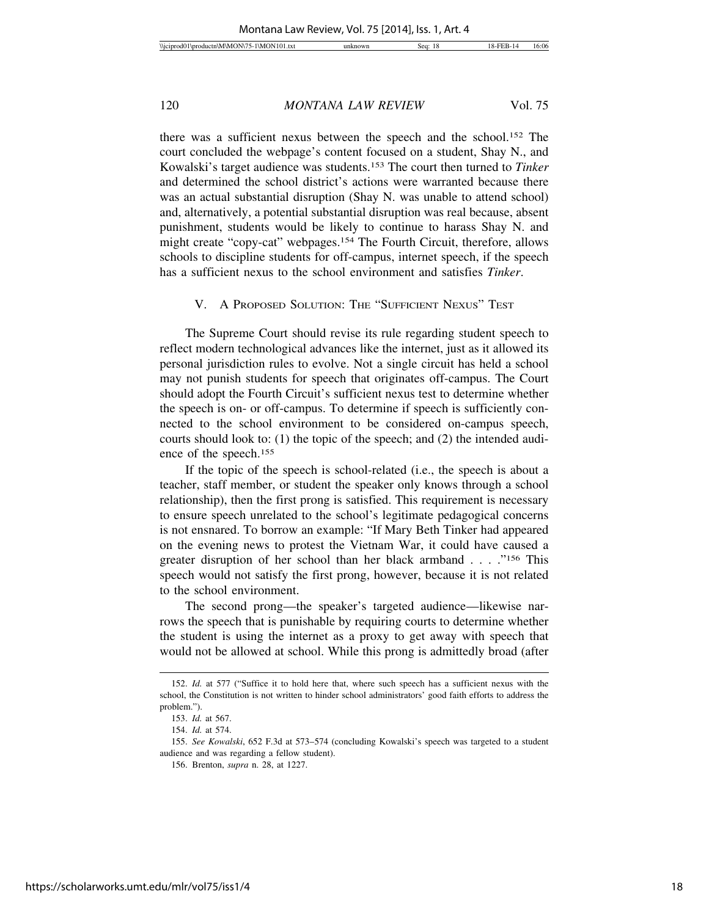there was a sufficient nexus between the speech and the school.[152] The court concluded the webpage's content focused on a student, Shay N., and Kowalski's target audience was students.[153] The court then turned to *Tinker* and determined the school district's actions were warranted because there was an actual substantial disruption (Shay N. was unable to attend school) and, alternatively, a potential substantial disruption was real because, absent punishment, students would be likely to continue to harass Shay N. and might create "copy-cat" webpages.[154] The Fourth Circuit, therefore, allows schools to discipline students for off-campus, internet speech, if the speech has a sufficient nexus to the school environment and satisfies *Tinker*.

## V. A Proposed Solution: The "Sufficient Nexus" Test

The Supreme Court should revise its rule regarding student speech to reflect modern technological advances like the internet, just as it allowed its personal jurisdiction rules to evolve. Not a single circuit has held a school may not punish students for speech that originates off-campus. The Court should adopt the Fourth Circuit's sufficient nexus test to determine whether the speech is on- or off-campus. To determine if speech is sufficiently connected to the school environment to be considered on-campus speech, courts should look to: (1) the topic of the speech; and (2) the intended audience of the speech.[155]

If the topic of the speech is school-related (i.e., the speech is about a teacher, staff member, or student the speaker only knows through a school relationship), then the first prong is satisfied. This requirement is necessary to ensure speech unrelated to the school's legitimate pedagogical concerns is not ensnared. To borrow an example: "If Mary Beth Tinker had appeared on the evening news to protest the Vietnam War, it could have caused a greater disruption of her school than her black armband . . . ."[156] This speech would not satisfy the first prong, however, because it is not related to the school environment.

The second prong—the speaker's targeted audience—likewise narrows the speech that is punishable by requiring courts to determine whether the student is using the internet as a proxy to get away with speech that would not be allowed at school. While this prong is admittedly broad (after

---

152. *Id.* at 577 ("Suffice it to hold here that, where such speech has a sufficient nexus with the school, the Constitution is not written to hinder school administrators' good faith efforts to address the problem.").

153. *Id.* at 567.

154. *Id.* at 574.

155. *See Kowalski*, 652 F.3d at 573–574 (concluding Kowalski's speech was targeted to a student audience and was regarding a fellow student).

156. Brenton, *supra* n. 28, at 1227.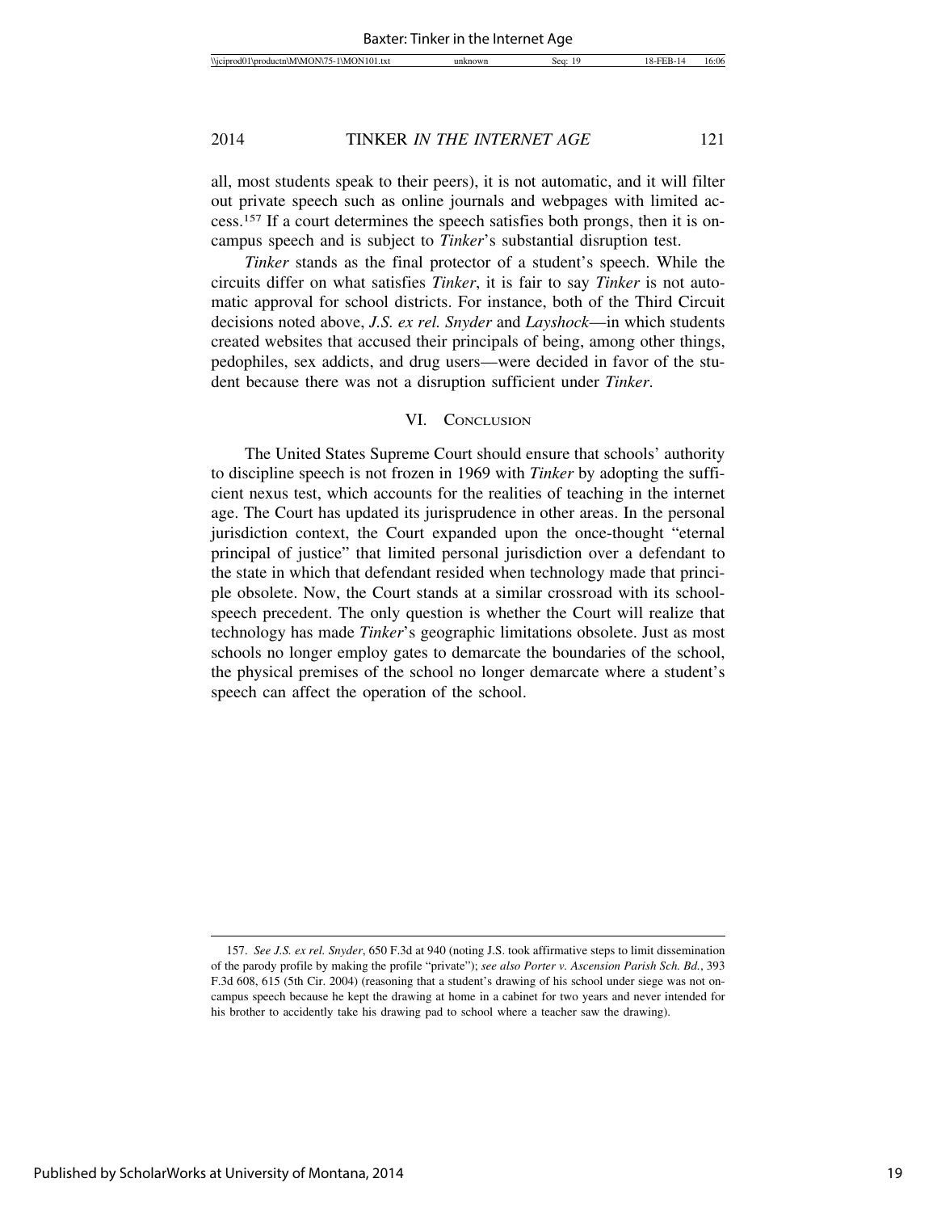all, most students speak to their peers), it is not automatic, and it will filter out private speech such as online journals and webpages with limited access.[157] If a court determines the speech satisfies both prongs, then it is on-campus speech and is subject to *Tinker*'s substantial disruption test.

*Tinker* stands as the final protector of a student's speech. While the circuits differ on what satisfies *Tinker*, it is fair to say *Tinker* is not automatic approval for school districts. For instance, both of the Third Circuit decisions noted above, *J.S. ex rel. Snyder* and *Layshock*—in which students created websites that accused their principals of being, among other things, pedophiles, sex addicts, and drug users—were decided in favor of the student because there was not a disruption sufficient under *Tinker*.

## VI. CONCLUSION

The United States Supreme Court should ensure that schools' authority to discipline speech is not frozen in 1969 with *Tinker* by adopting the sufficient nexus test, which accounts for the realities of teaching in the internet age. The Court has updated its jurisprudence in other areas. In the personal jurisdiction context, the Court expanded upon the once-thought "eternal principal of justice" that limited personal jurisdiction over a defendant to the state in which that defendant resided when technology made that principle obsolete. Now, the Court stands at a similar crossroad with its school-speech precedent. The only question is whether the Court will realize that technology has made *Tinker*'s geographic limitations obsolete. Just as most schools no longer employ gates to demarcate the boundaries of the school, the physical premises of the school no longer demarcate where a student's speech can affect the operation of the school.

---

157. *See J.S. ex rel. Snyder*, 650 F.3d at 940 (noting J.S. took affirmative steps to limit dissemination of the parody profile by making the profile "private"); *see also Porter v. Ascension Parish Sch. Bd.*, 393 F.3d 608, 615 (5th Cir. 2004) (reasoning that a student's drawing of his school under siege was not on-campus speech because he kept the drawing at home in a cabinet for two years and never intended for his brother to accidently take his drawing pad to school where a teacher saw the drawing).